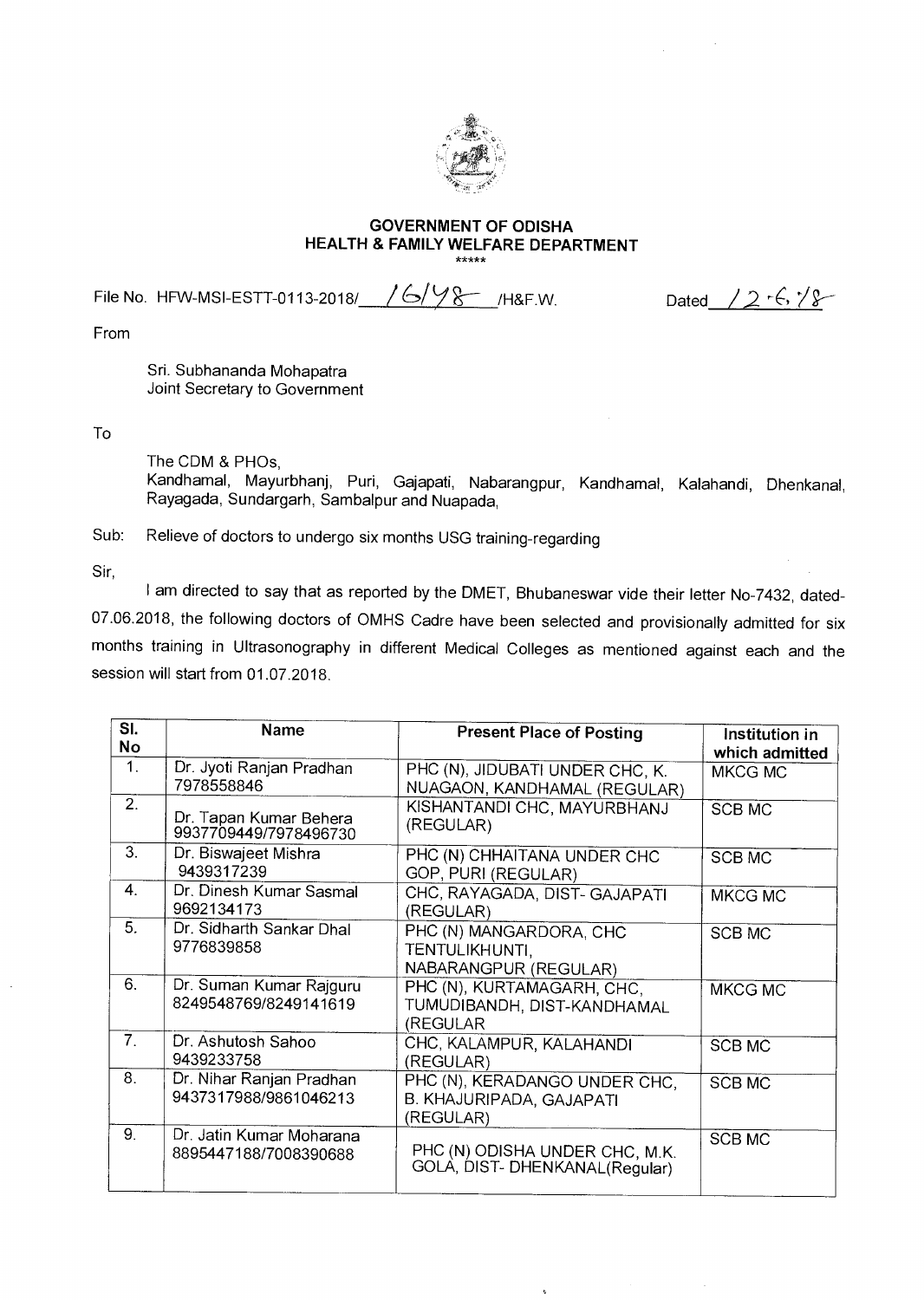**GOVERNMENT OF ODISHA**
**HEALTH & FAMILY WELFARE DEPARTMENT**
\*\*\*\*\*

File No. HFW-MSI-ESTT-0113-2018/ 16148 /H&F.W. Dated 12.6.18

From

Sri. Subhananda Mohapatra
Joint Secretary to Government

To

The CDM & PHOs,
Kandhamal, Mayurbhanj, Puri, Gajapati, Nabarangpur, Kandhamal, Kalahandi, Dhenkanal, Rayagada, Sundargarh, Sambalpur and Nuapada,

Sub: Relieve of doctors to undergo six months USG training-regarding

Sir,

I am directed to say that as reported by the DMET, Bhubaneswar vide their letter No-7432, dated-07.06.2018, the following doctors of OMHS Cadre have been selected and provisionally admitted for six months training in Ultrasonography in different Medical Colleges as mentioned against each and the session will start from 01.07.2018.

| Sl. No | Name | Present Place of Posting | Institution in which admitted |
|---|---|---|---|
| 1. | Dr. Jyoti Ranjan Pradhan 7978558846 | PHC (N), JIDUBATI UNDER CHC, K. NUAGAON, KANDHAMAL (REGULAR) | MKCG MC |
| 2. | Dr. Tapan Kumar Behera 9937709449/7978496730 | KISHANTANDI CHC, MAYURBHANJ (REGULAR) | SCB MC |
| 3. | Dr. Biswajeet Mishra 9439317239 | PHC (N) CHHAITANA UNDER CHC GOP, PURI (REGULAR) | SCB MC |
| 4. | Dr. Dinesh Kumar Sasmal 9692134173 | CHC, RAYAGADA, DIST- GAJAPATI (REGULAR) | MKCG MC |
| 5. | Dr. Sidharth Sankar Dhal 9776839858 | PHC (N) MANGARDORA, CHC TENTULIKHUNTI, NABARANGPUR (REGULAR) | SCB MC |
| 6. | Dr. Suman Kumar Rajguru 8249548769/8249141619 | PHC (N), KURTAMAGARH, CHC, TUMUDIBANDH, DIST-KANDHAMAL (REGULAR | MKCG MC |
| 7. | Dr. Ashutosh Sahoo 9439233758 | CHC, KALAMPUR, KALAHANDI (REGULAR) | SCB MC |
| 8. | Dr. Nihar Ranjan Pradhan 9437317988/9861046213 | PHC (N), KERADANGO UNDER CHC, B. KHAJURIPADA, GAJAPATI (REGULAR) | SCB MC |
| 9. | Dr. Jatin Kumar Moharana 8895447188/7008390688 | PHC (N) ODISHA UNDER CHC, M.K. GOLA, DIST- DHENKANAL(Regular) | SCB MC |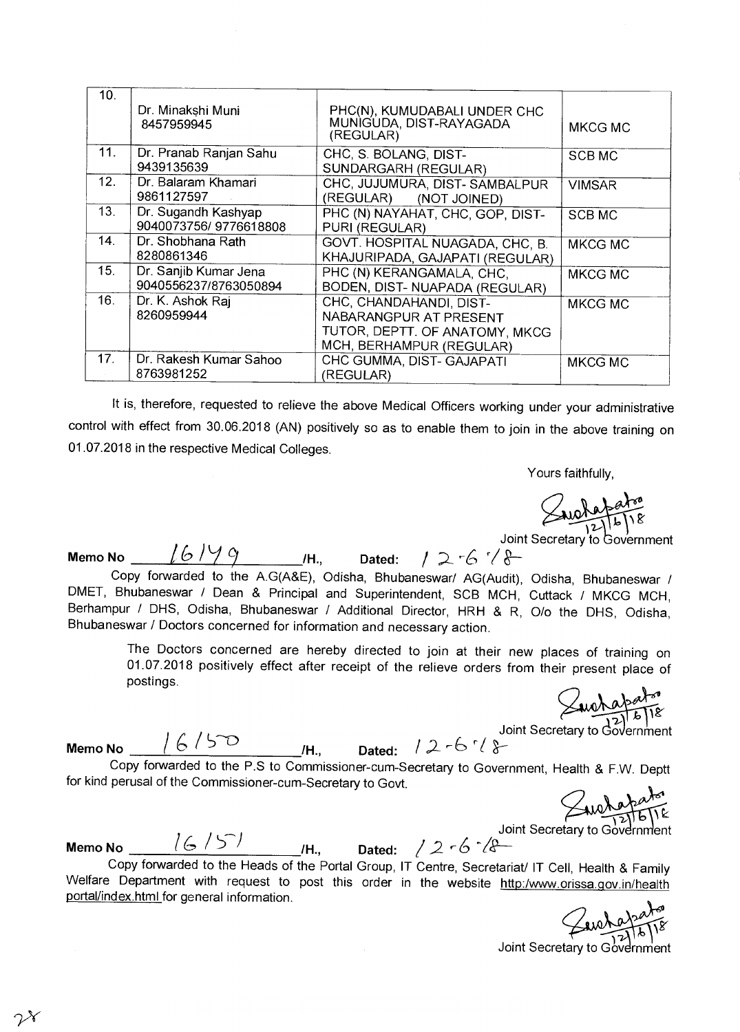| | | | |
|---|---|---|---|
| 10. | Dr. Minakshi Muni<br>8457959945 | PHC(N), KUMUDABALI UNDER CHC MUNIGUDA, DIST-RAYAGADA (REGULAR) | MKCG MC |
| 11. | Dr. Pranab Ranjan Sahu<br>9439135639 | CHC, S. BOLANG, DIST-SUNDARGARH (REGULAR) | SCB MC |
| 12. | Dr. Balaram Khamari<br>9861127597 | CHC, JUJUMURA, DIST- SAMBALPUR (REGULAR) (NOT JOINED) | VIMSAR |
| 13. | Dr. Sugandh Kashyap<br>9040073756/ 9776618808 | PHC (N) NAYAHAT, CHC, GOP, DIST-PURI (REGULAR) | SCB MC |
| 14. | Dr. Shobhana Rath<br>8280861346 | GOVT. HOSPITAL NUAGADA, CHC, B. KHAJURIPADA, GAJAPATI (REGULAR) | MKCG MC |
| 15. | Dr. Sanjib Kumar Jena<br>9040556237/8763050894 | PHC (N) KERANGAMALA, CHC, BODEN, DIST- NUAPADA (REGULAR) | MKCG MC |
| 16. | Dr. K. Ashok Raj<br>8260959944 | CHC, CHANDAHANDI, DIST-NABARANGPUR AT PRESENT TUTOR, DEPTT. OF ANATOMY, MKCG MCH, BERHAMPUR (REGULAR) | MKCG MC |
| 17. | Dr. Rakesh Kumar Sahoo<br>8763981252 | CHC GUMMA, DIST- GAJAPATI (REGULAR) | MKCG MC |

It is, therefore, requested to relieve the above Medical Officers working under your administrative control with effect from 30.06.2018 (AN) positively so as to enable them to join in the above training on 01.07.2018 in the respective Medical Colleges.

Yours faithfully,

Sd/- 12/6/18
Joint Secretary to Government

Memo No 16149 /H., Dated: 12-6-18

Copy forwarded to the A.G(A&E), Odisha, Bhubaneswar/ AG(Audit), Odisha, Bhubaneswar / DMET, Bhubaneswar / Dean & Principal and Superintendent, SCB MCH, Cuttack / MKCG MCH, Berhampur / DHS, Odisha, Bhubaneswar / Additional Director, HRH & R, O/o the DHS, Odisha, Bhubaneswar / Doctors concerned for information and necessary action.

The Doctors concerned are hereby directed to join at their new places of training on 01.07.2018 positively effect after receipt of the relieve orders from their present place of postings.

Sd/- 12/6/18
Joint Secretary to Government

Memo No 16150 /H., Dated: 12-6-18

Copy forwarded to the P.S to Commissioner-cum-Secretary to Government, Health & F.W. Deptt for kind perusal of the Commissioner-cum-Secretary to Govt.

Sd/- 12/6/18
Joint Secretary to Government

Memo No 16151 /H., Dated: 12-6-18

Copy forwarded to the Heads of the Portal Group, IT Centre, Secretariat/ IT Cell, Health & Family Welfare Department with request to post this order in the website http:/www.orissa.gov.in/health portal/index.html for general information.

Sd/- 12/6/18
Joint Secretary to Government